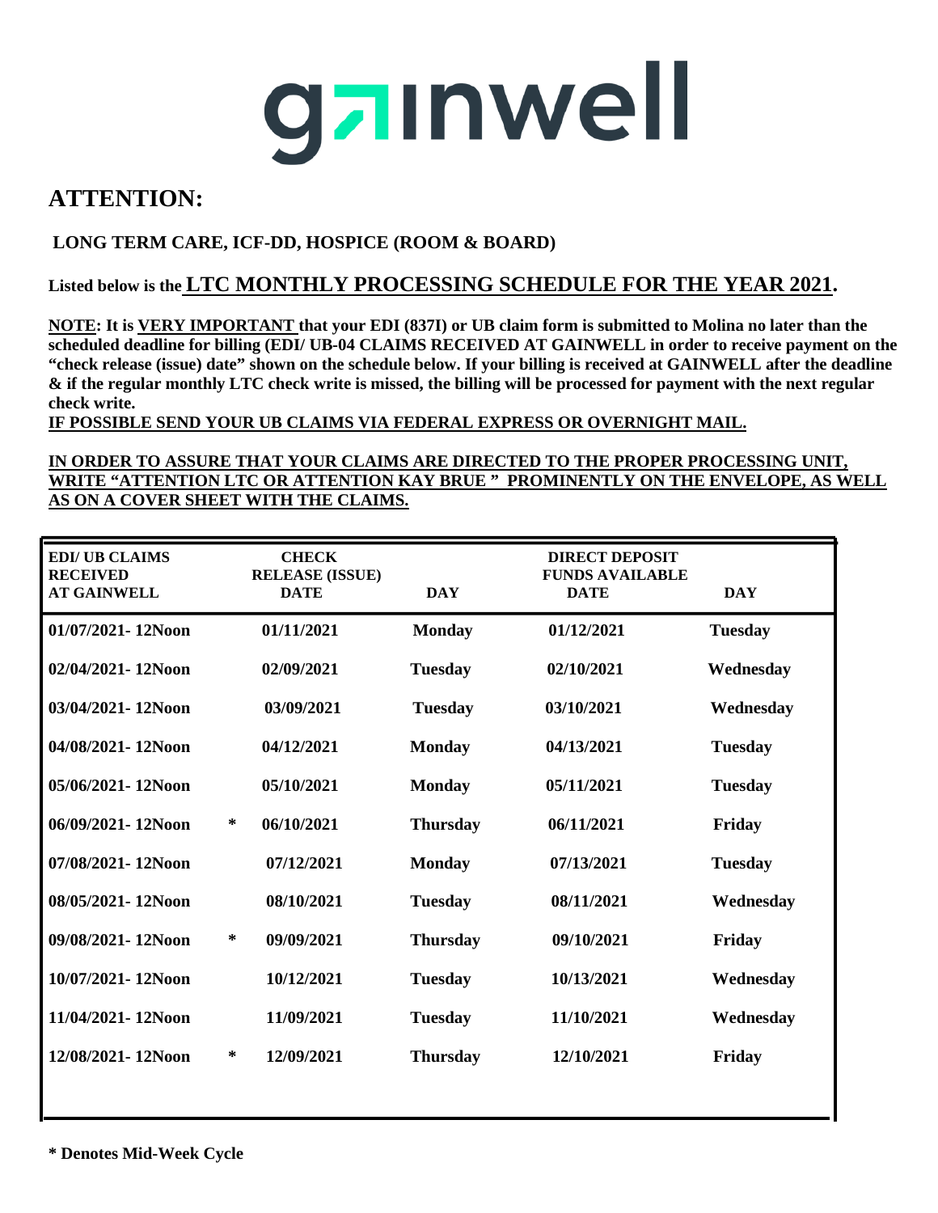gainwell

# ATTENTION:

**LONG TERM CARE, ICF-DD, HOSPICE (ROOM & BOARD)**

**Listed below is the <u>LTC MONTHLY PROCESSING SCHEDULE FOR THE YEAR 2021</u>.**

**<u>NOTE</u>: It is <u>VERY IMPORTANT</u> that your EDI (837I) or UB claim form is submitted to Molina no later than the scheduled deadline for billing (EDI/ UB-04 CLAIMS RECEIVED AT GAINWELL in order to receive payment on the "check release (issue) date" shown on the schedule below. If your billing is received at GAINWELL after the deadline & if the regular monthly LTC check write is missed, the billing will be processed for payment with the next regular check write.**

**<u>IF POSSIBLE SEND YOUR UB CLAIMS VIA FEDERAL EXPRESS OR OVERNIGHT MAIL.</u>**

**<u>IN ORDER TO ASSURE THAT YOUR CLAIMS ARE DIRECTED TO THE PROPER PROCESSING UNIT, WRITE "ATTENTION LTC OR ATTENTION KAY BRUE " PROMINENTLY ON THE ENVELOPE, AS WELL AS ON A COVER SHEET WITH THE CLAIMS.</u>**

| EDI/ UB CLAIMS RECEIVED AT GAINWELL | | CHECK RELEASE (ISSUE) DATE | DAY | DIRECT DEPOSIT FUNDS AVAILABLE DATE | DAY |
|---|---|---|---|---|---|
| 01/07/2021- 12Noon | | 01/11/2021 | Monday | 01/12/2021 | Tuesday |
| 02/04/2021- 12Noon | | 02/09/2021 | Tuesday | 02/10/2021 | Wednesday |
| 03/04/2021- 12Noon | | 03/09/2021 | Tuesday | 03/10/2021 | Wednesday |
| 04/08/2021- 12Noon | | 04/12/2021 | Monday | 04/13/2021 | Tuesday |
| 05/06/2021- 12Noon | | 05/10/2021 | Monday | 05/11/2021 | Tuesday |
| 06/09/2021- 12Noon | * | 06/10/2021 | Thursday | 06/11/2021 | Friday |
| 07/08/2021- 12Noon | | 07/12/2021 | Monday | 07/13/2021 | Tuesday |
| 08/05/2021- 12Noon | | 08/10/2021 | Tuesday | 08/11/2021 | Wednesday |
| 09/08/2021- 12Noon | * | 09/09/2021 | Thursday | 09/10/2021 | Friday |
| 10/07/2021- 12Noon | | 10/12/2021 | Tuesday | 10/13/2021 | Wednesday |
| 11/04/2021- 12Noon | | 11/09/2021 | Tuesday | 11/10/2021 | Wednesday |
| 12/08/2021- 12Noon | * | 12/09/2021 | Thursday | 12/10/2021 | Friday |

**\* Denotes Mid-Week Cycle**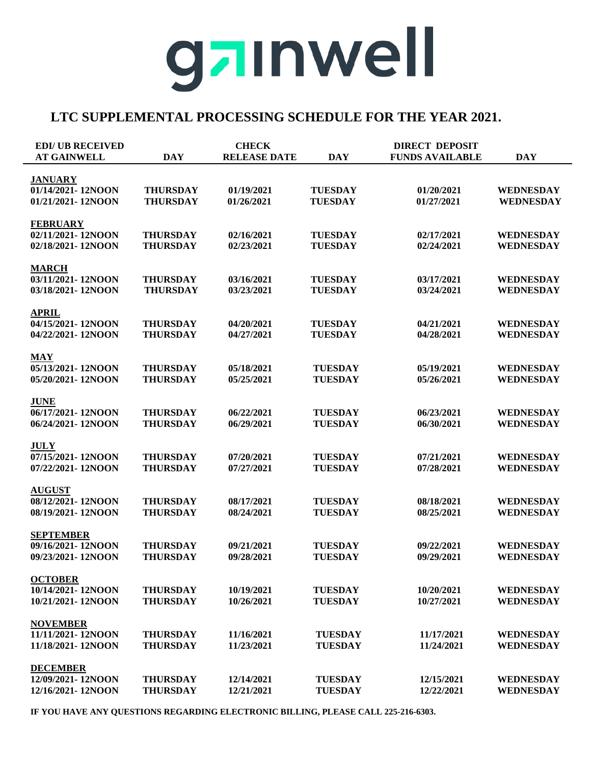gainwell

## LTC SUPPLEMENTAL PROCESSING SCHEDULE FOR THE YEAR 2021.

| EDI/ UB RECEIVED AT GAINWELL | DAY | CHECK RELEASE DATE | DAY | DIRECT DEPOSIT FUNDS AVAILABLE | DAY |
|---|---|---|---|---|---|
| **JANUARY** | | | | | |
| 01/14/2021- 12NOON | THURSDAY | 01/19/2021 | TUESDAY | 01/20/2021 | WEDNESDAY |
| 01/21/2021- 12NOON | THURSDAY | 01/26/2021 | TUESDAY | 01/27/2021 | WEDNESDAY |
| **FEBRUARY** | | | | | |
| 02/11/2021- 12NOON | THURSDAY | 02/16/2021 | TUESDAY | 02/17/2021 | WEDNESDAY |
| 02/18/2021- 12NOON | THURSDAY | 02/23/2021 | TUESDAY | 02/24/2021 | WEDNESDAY |
| **MARCH** | | | | | |
| 03/11/2021- 12NOON | THURSDAY | 03/16/2021 | TUESDAY | 03/17/2021 | WEDNESDAY |
| 03/18/2021- 12NOON | THURSDAY | 03/23/2021 | TUESDAY | 03/24/2021 | WEDNESDAY |
| **APRIL** | | | | | |
| 04/15/2021- 12NOON | THURSDAY | 04/20/2021 | TUESDAY | 04/21/2021 | WEDNESDAY |
| 04/22/2021- 12NOON | THURSDAY | 04/27/2021 | TUESDAY | 04/28/2021 | WEDNESDAY |
| **MAY** | | | | | |
| 05/13/2021- 12NOON | THURSDAY | 05/18/2021 | TUESDAY | 05/19/2021 | WEDNESDAY |
| 05/20/2021- 12NOON | THURSDAY | 05/25/2021 | TUESDAY | 05/26/2021 | WEDNESDAY |
| **JUNE** | | | | | |
| 06/17/2021- 12NOON | THURSDAY | 06/22/2021 | TUESDAY | 06/23/2021 | WEDNESDAY |
| 06/24/2021- 12NOON | THURSDAY | 06/29/2021 | TUESDAY | 06/30/2021 | WEDNESDAY |
| **JULY** | | | | | |
| 07/15/2021- 12NOON | THURSDAY | 07/20/2021 | TUESDAY | 07/21/2021 | WEDNESDAY |
| 07/22/2021- 12NOON | THURSDAY | 07/27/2021 | TUESDAY | 07/28/2021 | WEDNESDAY |
| **AUGUST** | | | | | |
| 08/12/2021- 12NOON | THURSDAY | 08/17/2021 | TUESDAY | 08/18/2021 | WEDNESDAY |
| 08/19/2021- 12NOON | THURSDAY | 08/24/2021 | TUESDAY | 08/25/2021 | WEDNESDAY |
| **SEPTEMBER** | | | | | |
| 09/16/2021- 12NOON | THURSDAY | 09/21/2021 | TUESDAY | 09/22/2021 | WEDNESDAY |
| 09/23/2021- 12NOON | THURSDAY | 09/28/2021 | TUESDAY | 09/29/2021 | WEDNESDAY |
| **OCTOBER** | | | | | |
| 10/14/2021- 12NOON | THURSDAY | 10/19/2021 | TUESDAY | 10/20/2021 | WEDNESDAY |
| 10/21/2021- 12NOON | THURSDAY | 10/26/2021 | TUESDAY | 10/27/2021 | WEDNESDAY |
| **NOVEMBER** | | | | | |
| 11/11/2021- 12NOON | THURSDAY | 11/16/2021 | TUESDAY | 11/17/2021 | WEDNESDAY |
| 11/18/2021- 12NOON | THURSDAY | 11/23/2021 | TUESDAY | 11/24/2021 | WEDNESDAY |
| **DECEMBER** | | | | | |
| 12/09/2021- 12NOON | THURSDAY | 12/14/2021 | TUESDAY | 12/15/2021 | WEDNESDAY |
| 12/16/2021- 12NOON | THURSDAY | 12/21/2021 | TUESDAY | 12/22/2021 | WEDNESDAY |

**IF YOU HAVE ANY QUESTIONS REGARDING ELECTRONIC BILLING, PLEASE CALL 225-216-6303.**